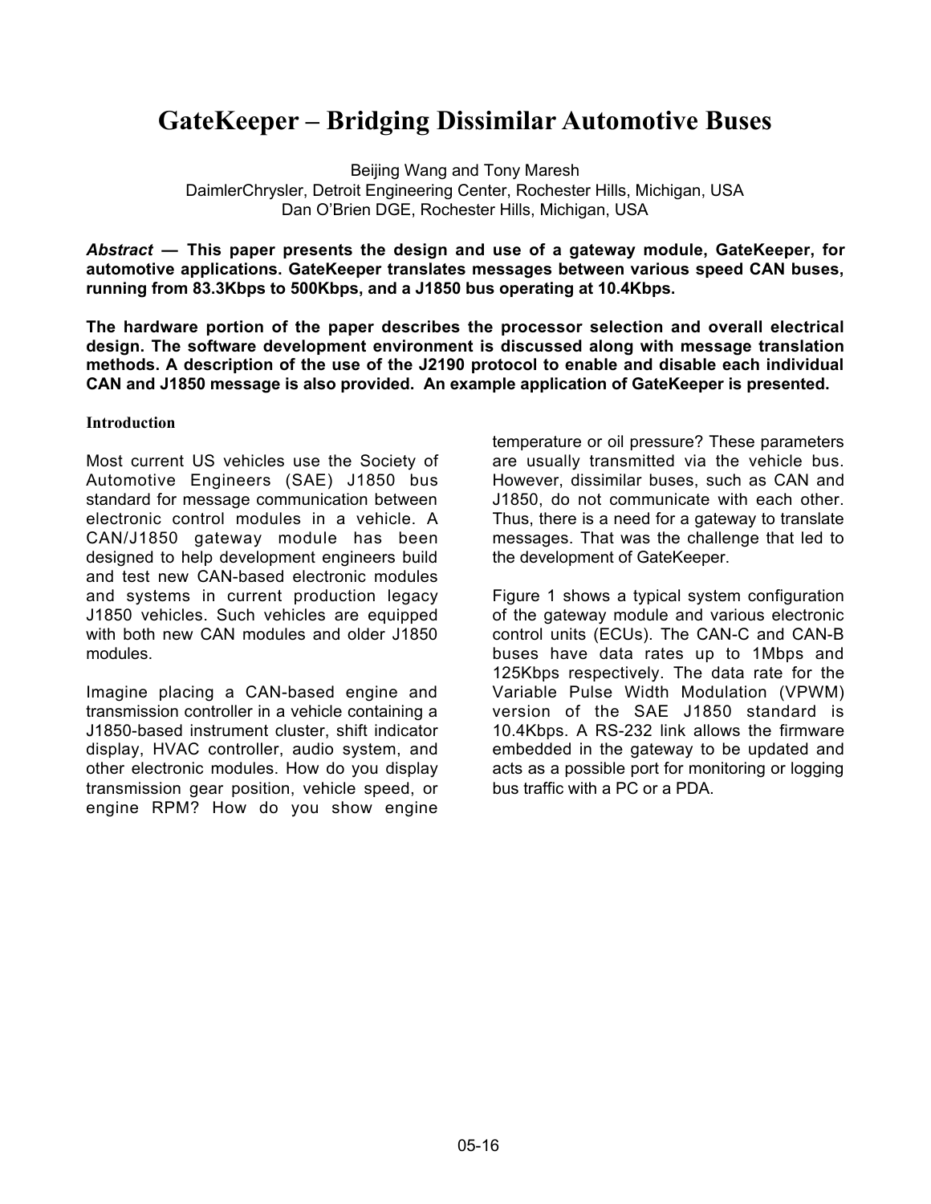# GateKeeper – Bridging Dissimilar Automotive Buses

Beijing Wang and Tony Maresh
DaimlerChrysler, Detroit Engineering Center, Rochester Hills, Michigan, USA
Dan O'Brien DGE, Rochester Hills, Michigan, USA

***Abstract* — This paper presents the design and use of a gateway module, GateKeeper, for automotive applications. GateKeeper translates messages between various speed CAN buses, running from 83.3Kbps to 500Kbps, and a J1850 bus operating at 10.4Kbps.**

**The hardware portion of the paper describes the processor selection and overall electrical design. The software development environment is discussed along with message translation methods. A description of the use of the J2190 protocol to enable and disable each individual CAN and J1850 message is also provided. An example application of GateKeeper is presented.**

## Introduction

Most current US vehicles use the Society of Automotive Engineers (SAE) J1850 bus standard for message communication between electronic control modules in a vehicle. A CAN/J1850 gateway module has been designed to help development engineers build and test new CAN-based electronic modules and systems in current production legacy J1850 vehicles. Such vehicles are equipped with both new CAN modules and older J1850 modules.

Imagine placing a CAN-based engine and transmission controller in a vehicle containing a J1850-based instrument cluster, shift indicator display, HVAC controller, audio system, and other electronic modules. How do you display transmission gear position, vehicle speed, or engine RPM? How do you show engine temperature or oil pressure? These parameters are usually transmitted via the vehicle bus. However, dissimilar buses, such as CAN and J1850, do not communicate with each other. Thus, there is a need for a gateway to translate messages. That was the challenge that led to the development of GateKeeper.

Figure 1 shows a typical system configuration of the gateway module and various electronic control units (ECUs). The CAN-C and CAN-B buses have data rates up to 1Mbps and 125Kbps respectively. The data rate for the Variable Pulse Width Modulation (VPWM) version of the SAE J1850 standard is 10.4Kbps. A RS-232 link allows the firmware embedded in the gateway to be updated and acts as a possible port for monitoring or logging bus traffic with a PC or a PDA.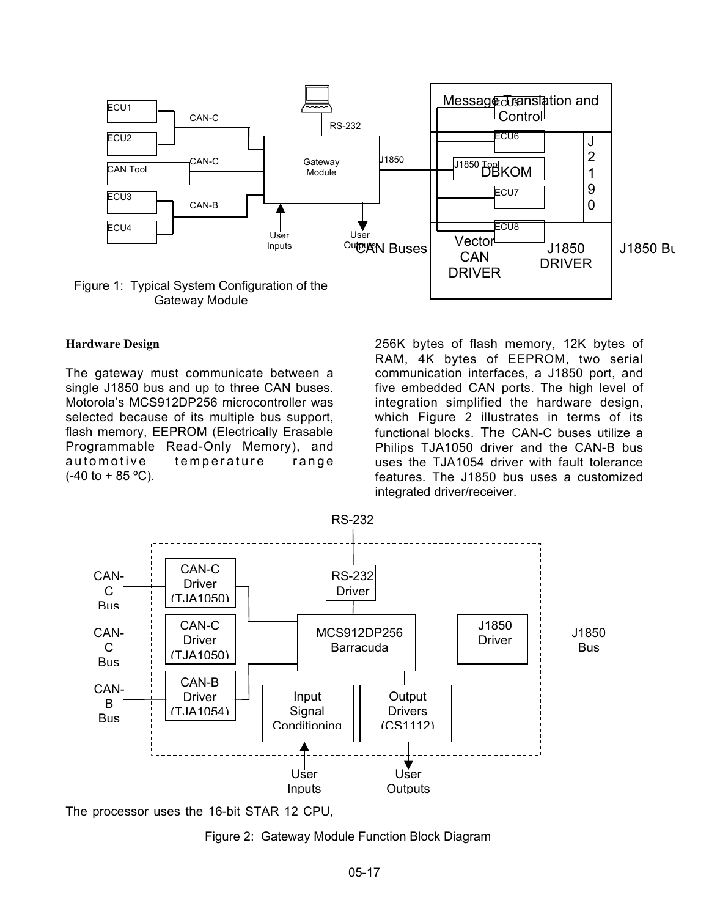Figure 1: Typical System Configuration of the Gateway Module

## Hardware Design

The gateway must communicate between a single J1850 bus and up to three CAN buses. Motorola's MCS912DP256 microcontroller was selected because of its multiple bus support, flash memory, EEPROM (Electrically Erasable Programmable Read-Only Memory), and automotive temperature range (-40 to + 85 ºC).

The processor uses the 16-bit STAR 12 CPU, 256K bytes of flash memory, 12K bytes of RAM, 4K bytes of EEPROM, two serial communication interfaces, a J1850 port, and five embedded CAN ports. The high level of integration simplified the hardware design, which Figure 2 illustrates in terms of its functional blocks. The CAN-C buses utilize a Philips TJA1050 driver and the CAN-B bus uses the TJA1054 driver with fault tolerance features. The J1850 bus uses a customized integrated driver/receiver.

Figure 2: Gateway Module Function Block Diagram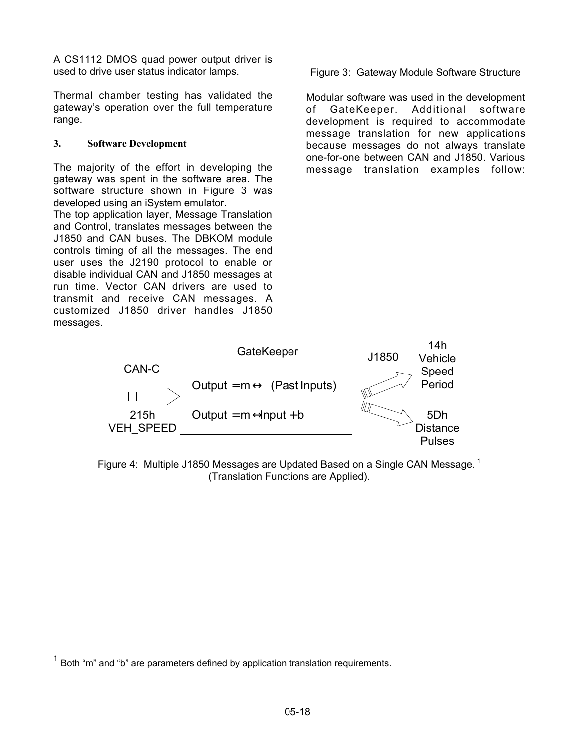A CS1112 DMOS quad power output driver is used to drive user status indicator lamps.

Thermal chamber testing has validated the gateway's operation over the full temperature range.

### 3. Software Development

The majority of the effort in developing the gateway was spent in the software area. The software structure shown in Figure 3 was developed using an iSystem emulator.

The top application layer, Message Translation and Control, translates messages between the J1850 and CAN buses. The DBKOM module controls timing of all the messages. The end user uses the J2190 protocol to enable or disable individual CAN and J1850 messages at run time. Vector CAN drivers are used to transmit and receive CAN messages. A customized J1850 driver handles J1850 messages.

Figure 3: Gateway Module Software Structure

Modular software was used in the development of GateKeeper. Additional software development is required to accommodate message translation for new applications because messages do not always translate one-for-one between CAN and J1850. Various message translation examples follow:

GateKeeper

CAN-C

215h VEH_SPEED

$\text{Output} = m \leftrightarrow (\text{Past Inputs})$

$\text{Output} = m \leftrightarrow \text{Input} + b$

J1850

14h Vehicle Speed Period

5Dh Distance Pulses

Figure 4: Multiple J1850 Messages are Updated Based on a Single CAN Message.[1] (Translation Functions are Applied).

[1] Both "m" and "b" are parameters defined by application translation requirements.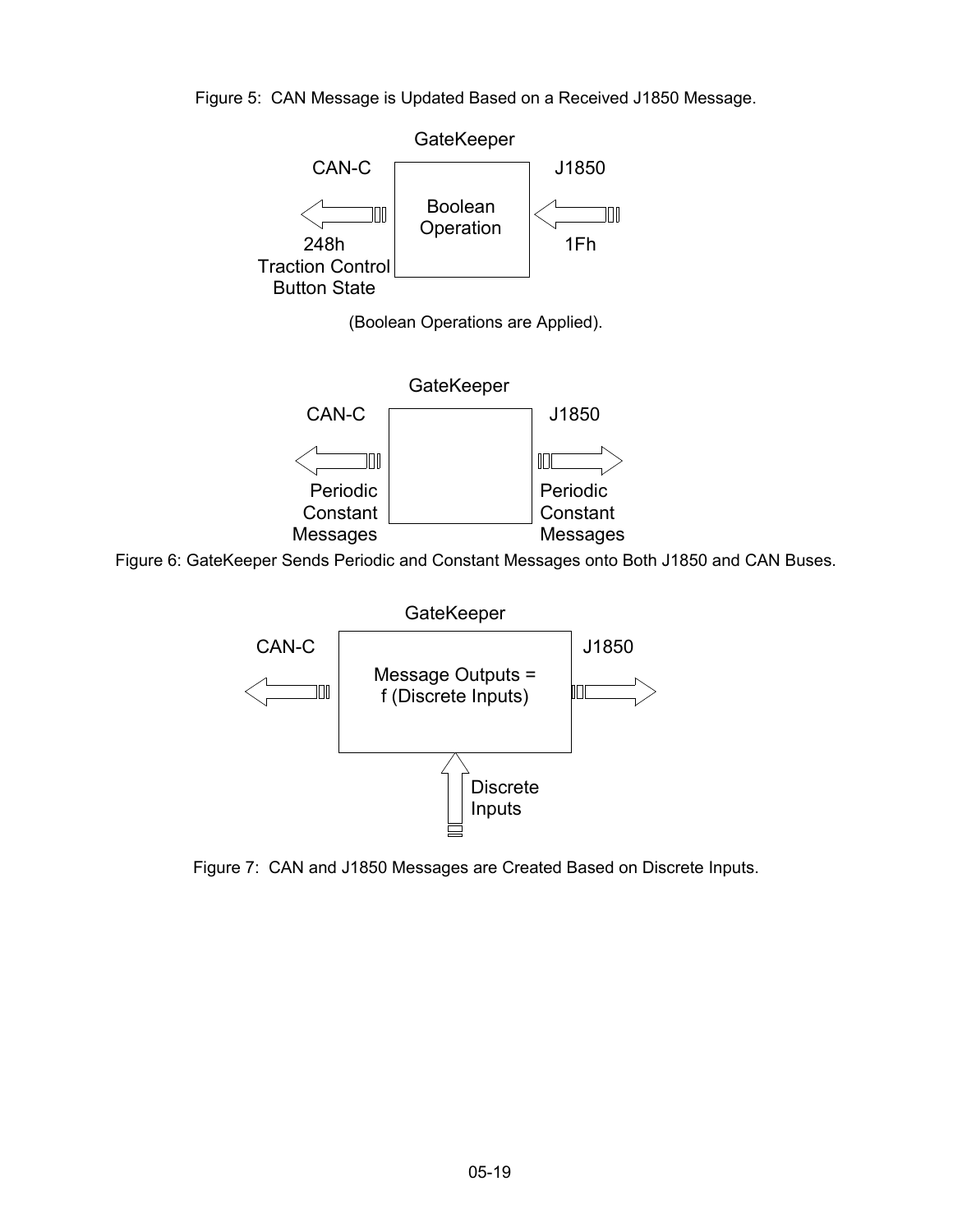Figure 5: CAN Message is Updated Based on a Received J1850 Message.

GateKeeper

CAN-C

J1850

Boolean Operation

248h Traction Control Button State

1Fh

(Boolean Operations are Applied).

GateKeeper

CAN-C

J1850

Periodic Constant Messages

Periodic Constant Messages

Figure 6: GateKeeper Sends Periodic and Constant Messages onto Both J1850 and CAN Buses.

GateKeeper

CAN-C

J1850

Message Outputs = f (Discrete Inputs)

Discrete Inputs

Figure 7: CAN and J1850 Messages are Created Based on Discrete Inputs.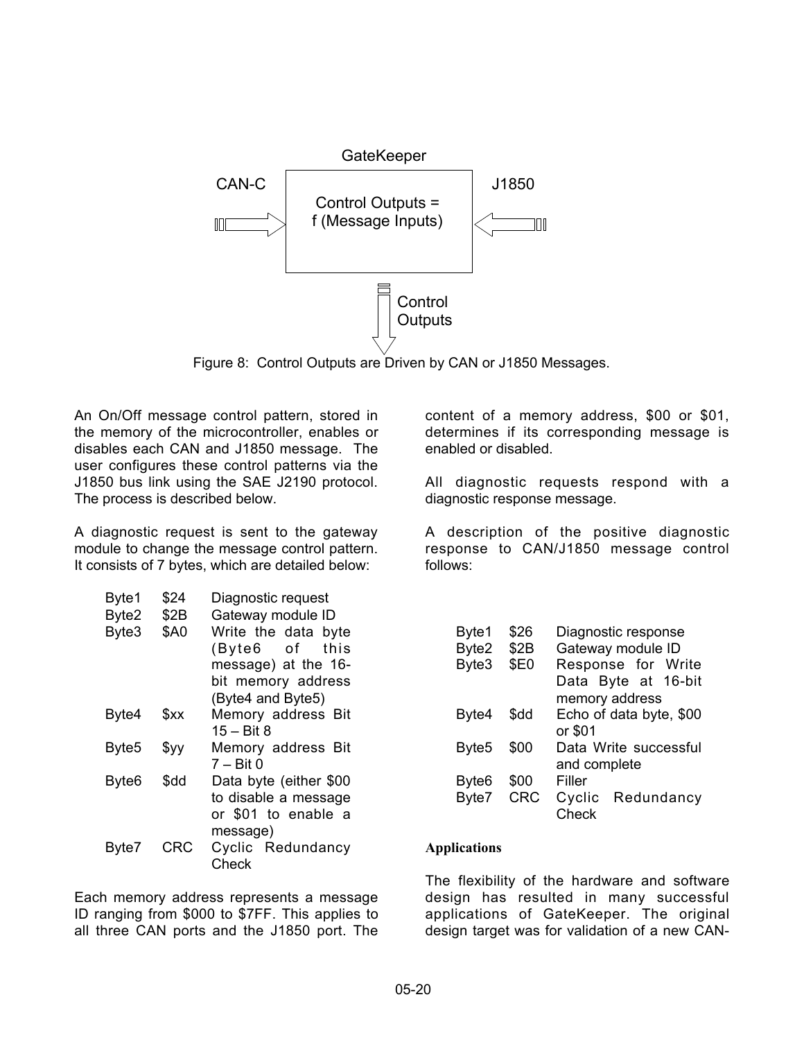GateKeeper

CAN-C

J1850

Control Outputs = f (Message Inputs)

Control Outputs

Figure 8: Control Outputs are Driven by CAN or J1850 Messages.

An On/Off message control pattern, stored in the memory of the microcontroller, enables or disables each CAN and J1850 message. The user configures these control patterns via the J1850 bus link using the SAE J2190 protocol. The process is described below.

A diagnostic request is sent to the gateway module to change the message control pattern. It consists of 7 bytes, which are detailed below:

| | | |
|---|---|---|
| Byte1 | $24 | Diagnostic request |
| Byte2 | $2B | Gateway module ID |
| Byte3 | $A0 | Write the data byte (Byte6 of this message) at the 16-bit memory address (Byte4 and Byte5) |
| Byte4 | $xx | Memory address Bit 15 – Bit 8 |
| Byte5 | $yy | Memory address Bit 7 – Bit 0 |
| Byte6 | $dd | Data byte (either $00 to disable a message or $01 to enable a message) |
| Byte7 | CRC | Cyclic Redundancy Check |

Each memory address represents a message ID ranging from $000 to $7FF. This applies to all three CAN ports and the J1850 port. The content of a memory address, $00 or $01, determines if its corresponding message is enabled or disabled.

All diagnostic requests respond with a diagnostic response message.

A description of the positive diagnostic response to CAN/J1850 message control follows:

| | | |
|---|---|---|
| Byte1 | $26 | Diagnostic response |
| Byte2 | $2B | Gateway module ID |
| Byte3 | $E0 | Response for Write Data Byte at 16-bit memory address |
| Byte4 | $dd | Echo of data byte, $00 or $01 |
| Byte5 | $00 | Data Write successful and complete |
| Byte6 | $00 | Filler |
| Byte7 | CRC | Cyclic Redundancy Check |

**Applications**

The flexibility of the hardware and software design has resulted in many successful applications of GateKeeper. The original design target was for validation of a new CAN-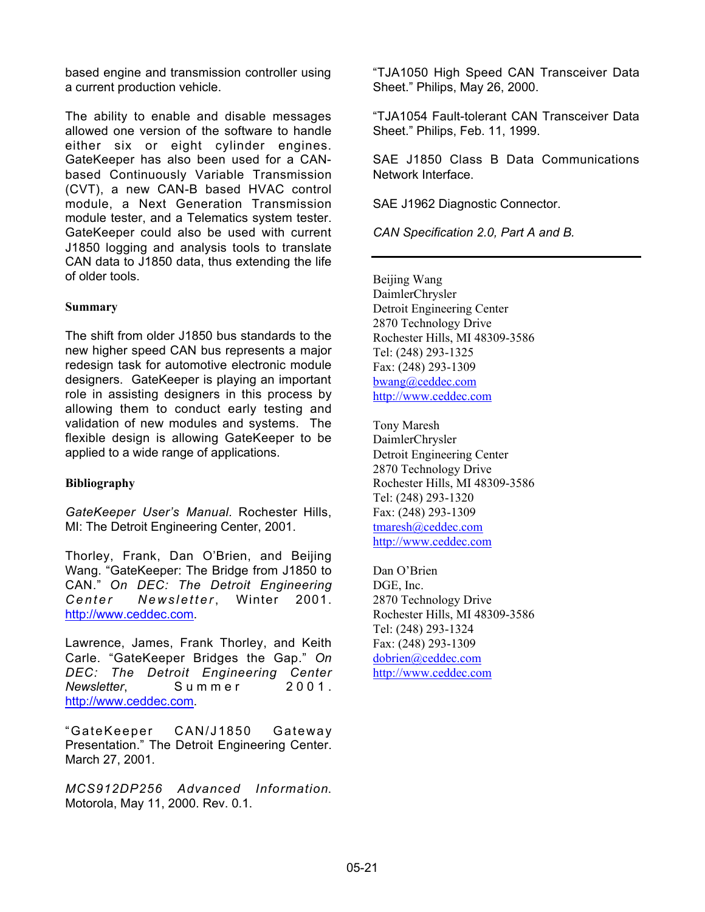based engine and transmission controller using a current production vehicle.

The ability to enable and disable messages allowed one version of the software to handle either six or eight cylinder engines. GateKeeper has also been used for a CAN-based Continuously Variable Transmission (CVT), a new CAN-B based HVAC control module, a Next Generation Transmission module tester, and a Telematics system tester. GateKeeper could also be used with current J1850 logging and analysis tools to translate CAN data to J1850 data, thus extending the life of older tools.

## Summary

The shift from older J1850 bus standards to the new higher speed CAN bus represents a major redesign task for automotive electronic module designers. GateKeeper is playing an important role in assisting designers in this process by allowing them to conduct early testing and validation of new modules and systems. The flexible design is allowing GateKeeper to be applied to a wide range of applications.

## Bibliography

*GateKeeper User's Manual.* Rochester Hills, MI: The Detroit Engineering Center, 2001.

Thorley, Frank, Dan O'Brien, and Beijing Wang. "GateKeeper: The Bridge from J1850 to CAN." *On DEC: The Detroit Engineering Center Newsletter*, Winter 2001. http://www.ceddec.com.

Lawrence, James, Frank Thorley, and Keith Carle. "GateKeeper Bridges the Gap." *On DEC: The Detroit Engineering Center Newsletter*, Summer 2001. http://www.ceddec.com.

"GateKeeper CAN/J1850 Gateway Presentation." The Detroit Engineering Center. March 27, 2001.

*MCS912DP256 Advanced Information.* Motorola, May 11, 2000. Rev. 0.1.

"TJA1050 High Speed CAN Transceiver Data Sheet." Philips, May 26, 2000.

"TJA1054 Fault-tolerant CAN Transceiver Data Sheet." Philips, Feb. 11, 1999.

SAE J1850 Class B Data Communications Network Interface.

SAE J1962 Diagnostic Connector.

*CAN Specification 2.0, Part A and B.*

---

Beijing Wang
DaimlerChrysler
Detroit Engineering Center
2870 Technology Drive
Rochester Hills, MI 48309-3586
Tel: (248) 293-1325
Fax: (248) 293-1309
bwang@ceddec.com
http://www.ceddec.com

Tony Maresh
DaimlerChrysler
Detroit Engineering Center
2870 Technology Drive
Rochester Hills, MI 48309-3586
Tel: (248) 293-1320
Fax: (248) 293-1309
tmaresh@ceddec.com
http://www.ceddec.com

Dan O'Brien
DGE, Inc.
2870 Technology Drive
Rochester Hills, MI 48309-3586
Tel: (248) 293-1324
Fax: (248) 293-1309
dobrien@ceddec.com
http://www.ceddec.com